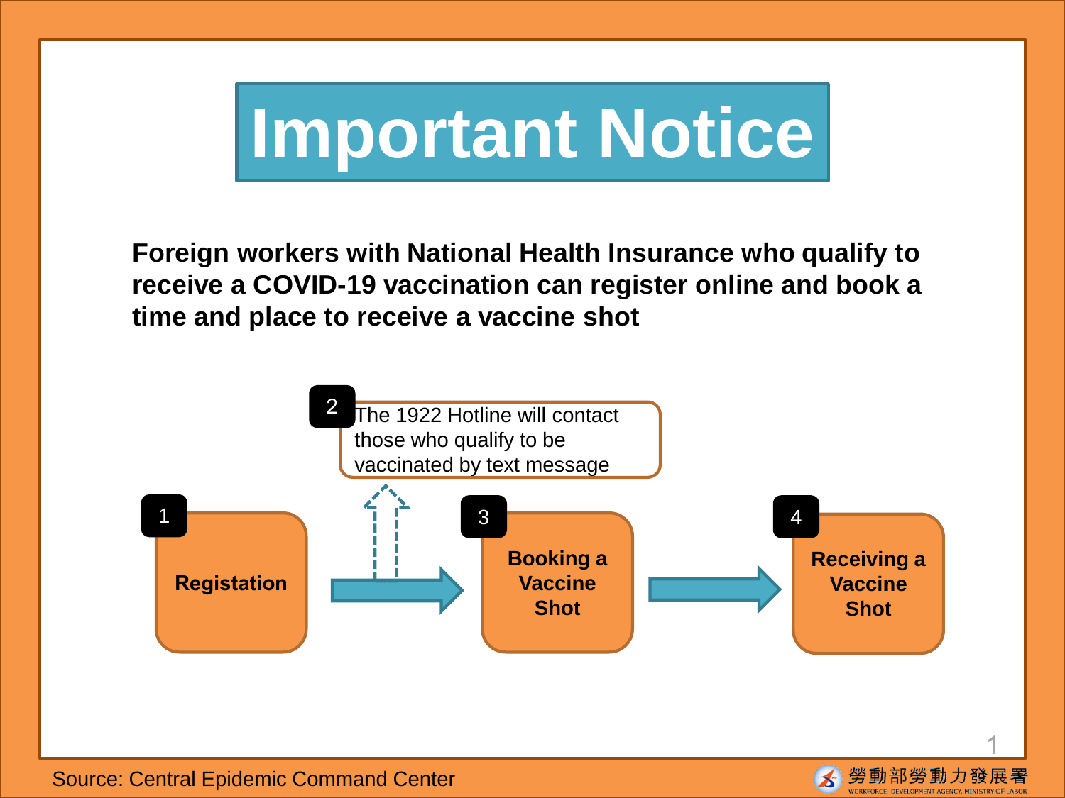# Important Notice

**Foreign workers with National Health Insurance who qualify to receive a COVID-19 vaccination can register online and book a time and place to receive a vaccine shot**

1. **Registation**
2. The 1922 Hotline will contact those who qualify to be vaccinated by text message
3. **Booking a Vaccine Shot**
4. **Receiving a Vaccine Shot**

Source: Central Epidemic Command Center

勞動部勞動力發展署
WORKFORCE DEVELOPMENT AGENCY, MINISTRY OF LABOR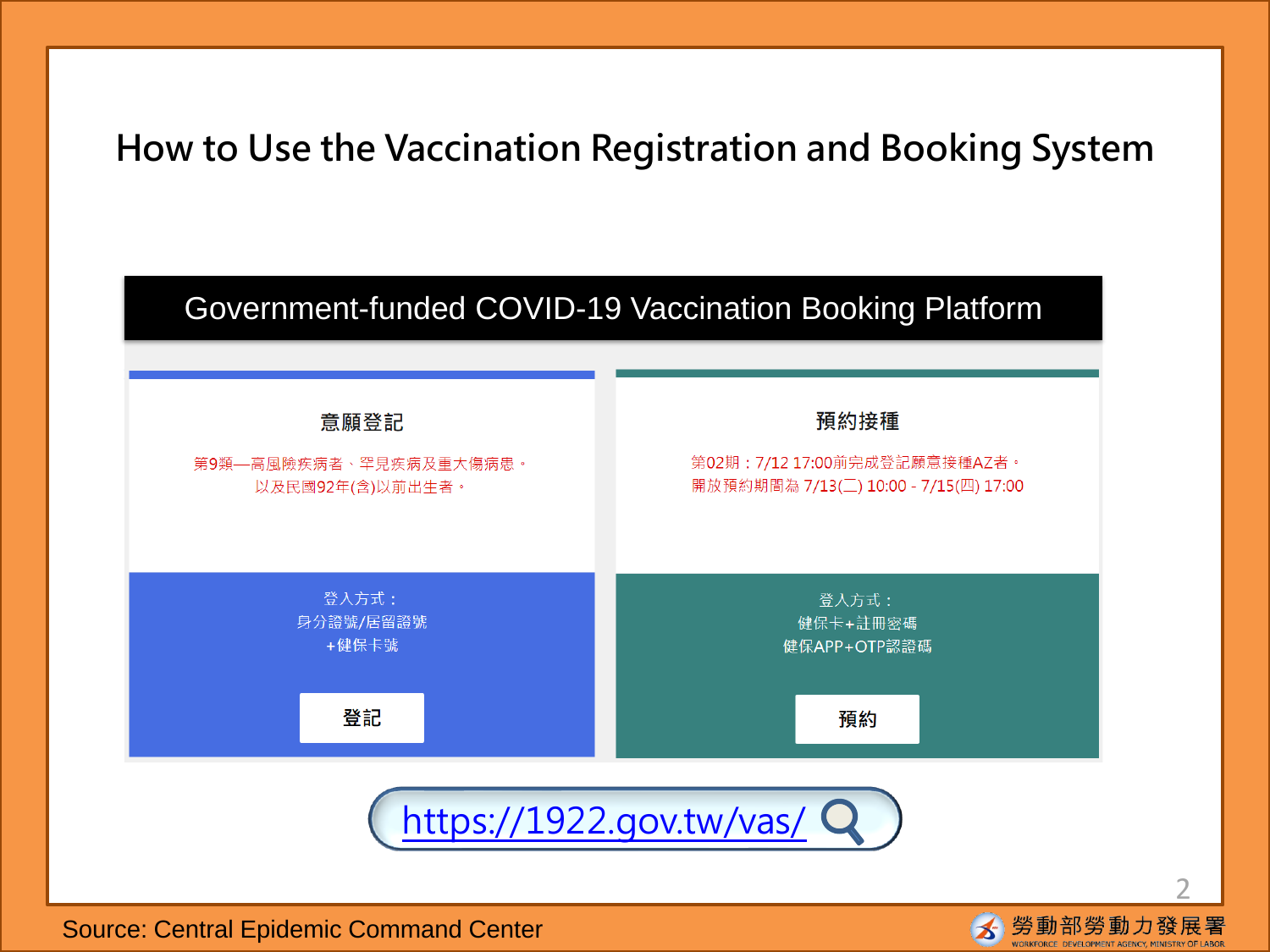# How to Use the Vaccination Registration and Booking System

## Government-funded COVID-19 Vaccination Booking Platform

### 意願登記

第9類—高風險疾病者、罕見疾病及重大傷病患。
以及民國92年(含)以前出生者。

登入方式：
身分證號/居留證號
+健保卡號

**登記**

### 預約接種

第02期：7/12 17:00前完成登記願意接種AZ者。
開放預約期間為 7/13(二) 10:00 - 7/15(四) 17:00

登入方式：
健保卡+註冊密碼
健保APP+OTP認證碼

**預約**

https://1922.gov.tw/vas/

Source: Central Epidemic Command Center

勞動部勞動力發展署
WORKFORCE DEVELOPMENT AGENCY, MINISTRY OF LABOR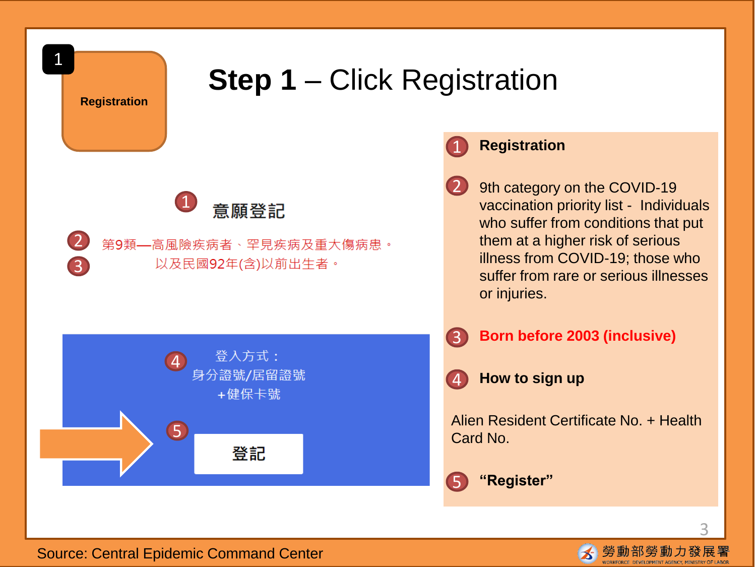1

**Registration**

# **Step 1** – Click Registration

1 意願登記

2 第9類—高風險疾病者、罕見疾病及重大傷病患。

3 以及民國92年(含)以前出生者。

4 登入方式：
身分證號/居留證號
+健保卡號

5 登記

1 **Registration**

2 9th category on the COVID-19 vaccination priority list - Individuals who suffer from conditions that put them at a higher risk of serious illness from COVID-19; those who suffer from rare or serious illnesses or injuries.

3 **Born before 2003 (inclusive)**

4 **How to sign up**

Alien Resident Certificate No. + Health Card No.

5 **“Register”**

Source: Central Epidemic Command Center

勞動部勞動力發展署
WORKFORCE DEVELOPMENT AGENCY, MINISTRY OF LABOR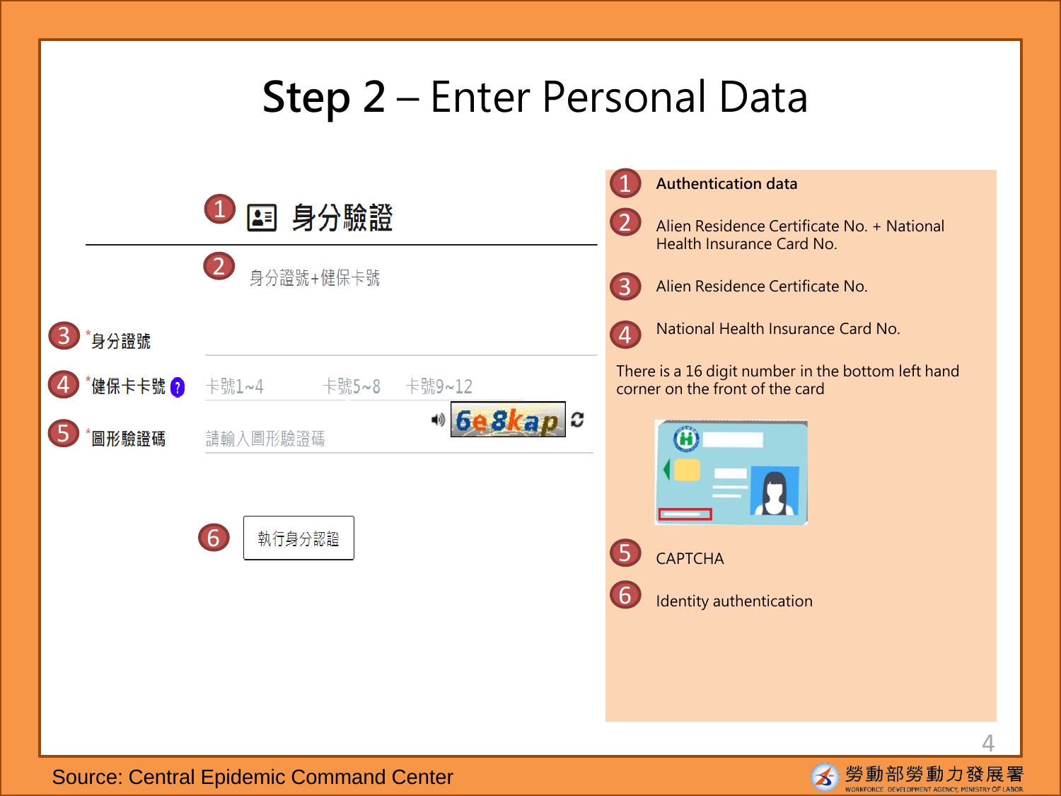# Step 2 – Enter Personal Data

1 身分驗證

2 身分證號+健保卡號

3 *身分證號

4 *健保卡卡號 ?　卡號1~4　卡號5~8　卡號9~12

5 *圖形驗證碼　請輸入圖形驗證碼　6e8kap

6 執行身分認證

1. **Authentication data**
2. Alien Residence Certificate No. + National Health Insurance Card No.
3. Alien Residence Certificate No.
4. National Health Insurance Card No.

There is a 16 digit number in the bottom left hand corner on the front of the card

5. CAPTCHA
6. Identity authentication

Source: Central Epidemic Command Center

勞動部勞動力發展署 WORKFORCE DEVELOPMENT AGENCY, MINISTRY OF LABOR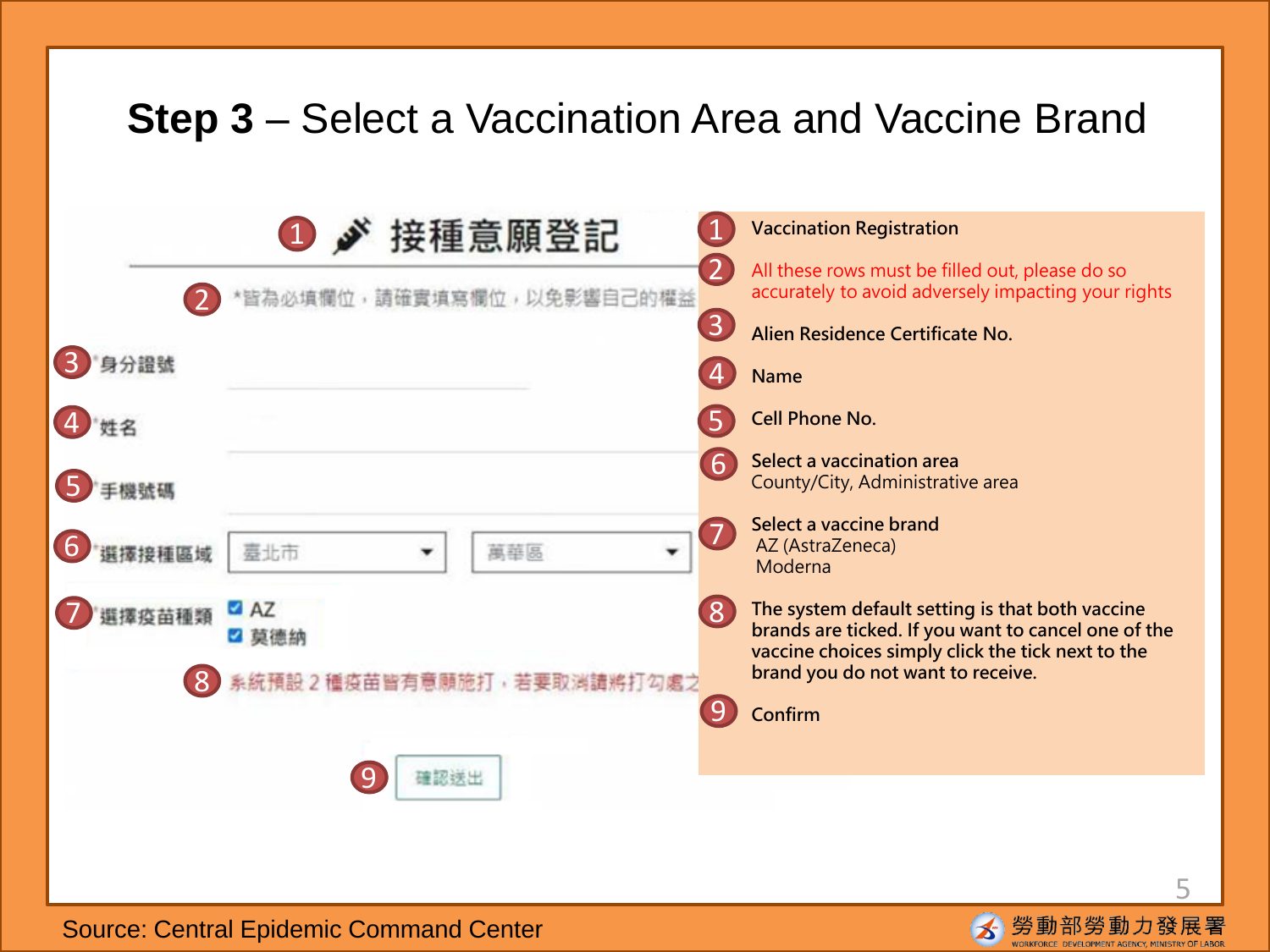# **Step 3** – Select a Vaccination Area and Vaccine Brand

1. 接種意願登記
2. *皆為必填欄位，請確實填寫欄位，以免影響自己的權益
3. *身分證號
4. *姓名
5. *手機號碼
6. *選擇接種區域 臺北市 萬華區
7. *選擇疫苗種類 ☑ AZ ☑ 莫德納
8. 系統預設 2 種疫苗皆有意願施打，若要取消請將打勾處之
9. 確認送出

| | |
|---|---|
| 1 | Vaccination Registration |
| 2 | All these rows must be filled out, please do so accurately to avoid adversely impacting your rights |
| 3 | Alien Residence Certificate No. |
| 4 | Name |
| 5 | Cell Phone No. |
| 6 | Select a vaccination area<br>County/City, Administrative area |
| 7 | Select a vaccine brand<br>AZ (AstraZeneca)<br>Moderna |
| 8 | The system default setting is that both vaccine brands are ticked. If you want to cancel one of the vaccine choices simply click the tick next to the brand you do not want to receive. |
| 9 | Confirm |

Source: Central Epidemic Command Center

勞動部勞動力發展署
WORKFORCE DEVELOPMENT AGENCY, MINISTRY OF LABOR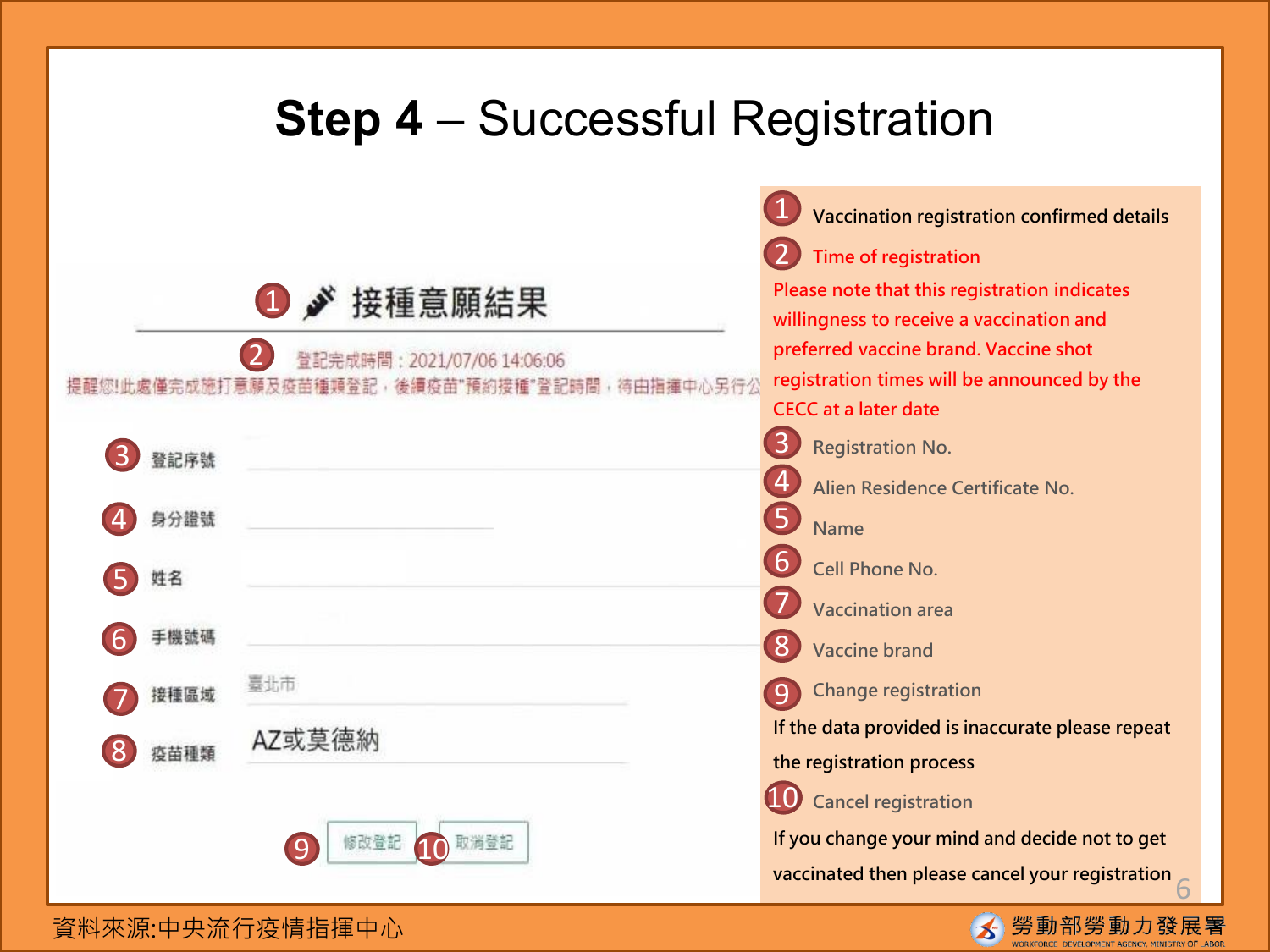# Step 4 – Successful Registration

1 接種意願結果

2 登記完成時間：2021/07/06 14:06:06

提醒您!此處僅完成施打意願及疫苗種類登記，後續疫苗"預約接種"登記時間，待由指揮中心另行公

3 登記序號

4 身分證號

5 姓名

6 手機號碼

7 接種區域 臺北市

8 疫苗種類 AZ或莫德納

9 修改登記 10 取消登記

1. Vaccination registration confirmed details
2. Time of registration
   Please note that this registration indicates willingness to receive a vaccination and preferred vaccine brand. Vaccine shot registration times will be announced by the CECC at a later date
3. Registration No.
4. Alien Residence Certificate No.
5. Name
6. Cell Phone No.
7. Vaccination area
8. Vaccine brand
9. Change registration
   If the data provided is inaccurate please repeat the registration process
10. Cancel registration
    If you change your mind and decide not to get vaccinated then please cancel your registration

資料來源:中央流行疫情指揮中心

勞動部勞動力發展署 WORKFORCE DEVELOPMENT AGENCY, MINISTRY OF LABOR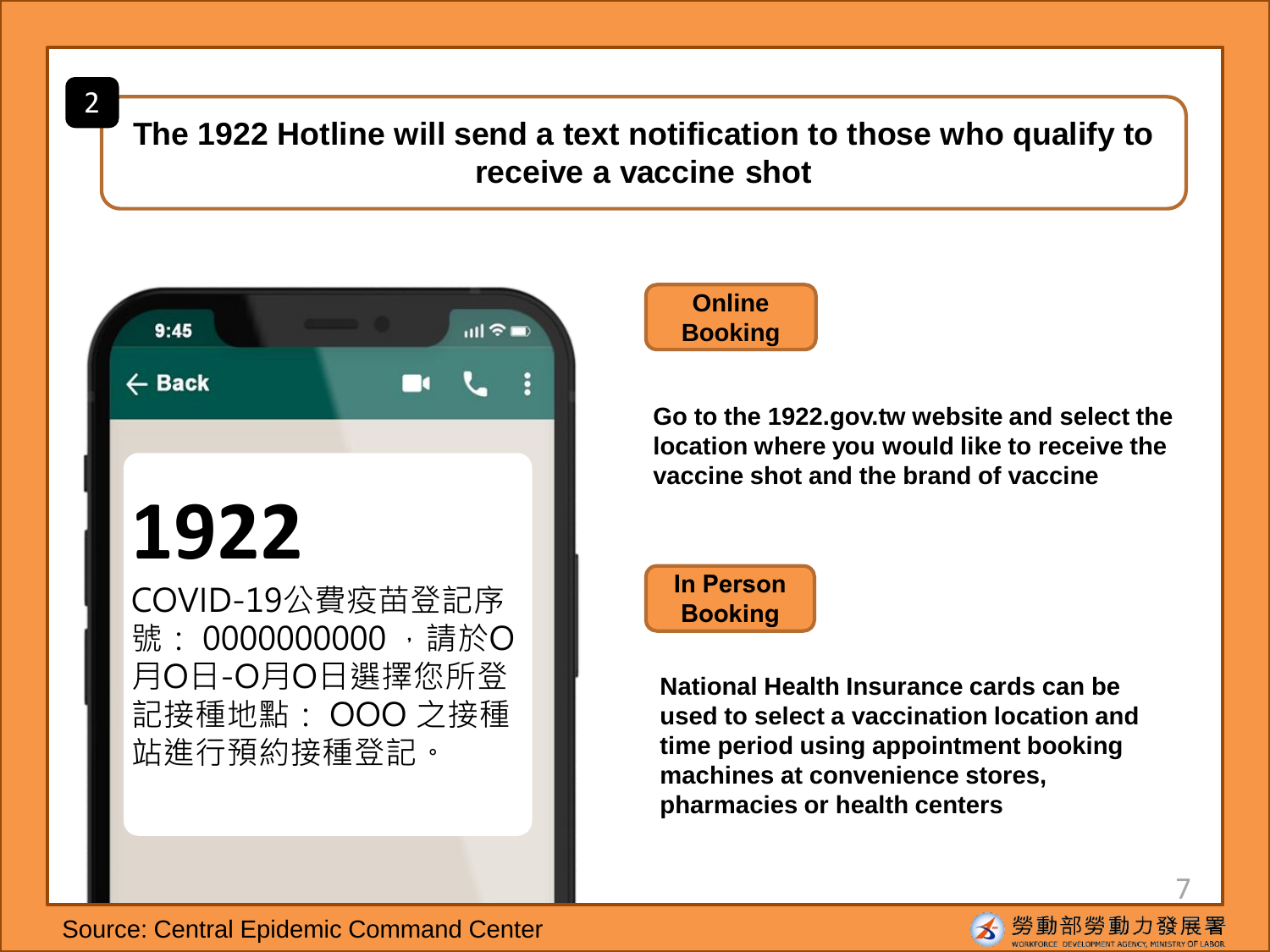## 2 The 1922 Hotline will send a text notification to those who qualify to receive a vaccine shot

9:45

← Back

**1922**

COVID-19公費疫苗登記序號： 0000000000 ，請於O月O日-O月O日選擇您所登記接種地點： OOO 之接種站進行預約接種登記。

**Online Booking**

**Go to the 1922.gov.tw website and select the location where you would like to receive the vaccine shot and the brand of vaccine**

**In Person Booking**

**National Health Insurance cards can be used to select a vaccination location and time period using appointment booking machines at convenience stores, pharmacies or health centers**

Source: Central Epidemic Command Center

勞動部勞動力發展署 WORKFORCE DEVELOPMENT AGENCY, MINISTRY OF LABOR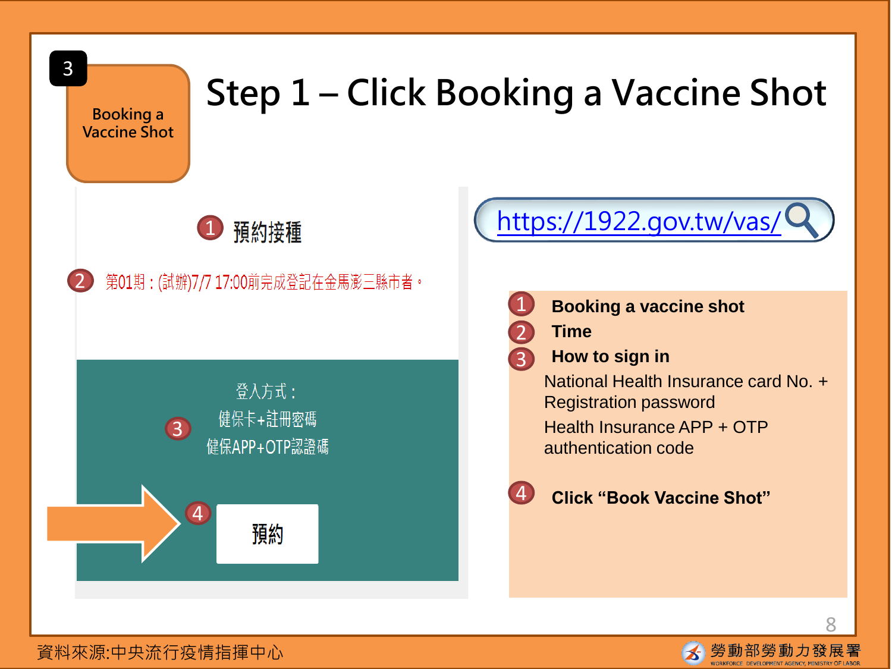3

Booking a Vaccine Shot

# Step 1 – Click Booking a Vaccine Shot

1 預約接種

2 第01期：(試辦)7/7 17:00前完成登記在金馬澎三縣市者。

3 登入方式：
健保卡+註冊密碼
健保APP+OTP認證碼

4 預約

https://1922.gov.tw/vas/

1. **Booking a vaccine shot**
2. **Time**
3. **How to sign in**
   National Health Insurance card No. + Registration password
   Health Insurance APP + OTP authentication code
4. **Click "Book Vaccine Shot"**

資料來源:中央流行疫情指揮中心

勞動部勞動力發展署
WORKFORCE DEVELOPMENT AGENCY, MINISTRY OF LABOR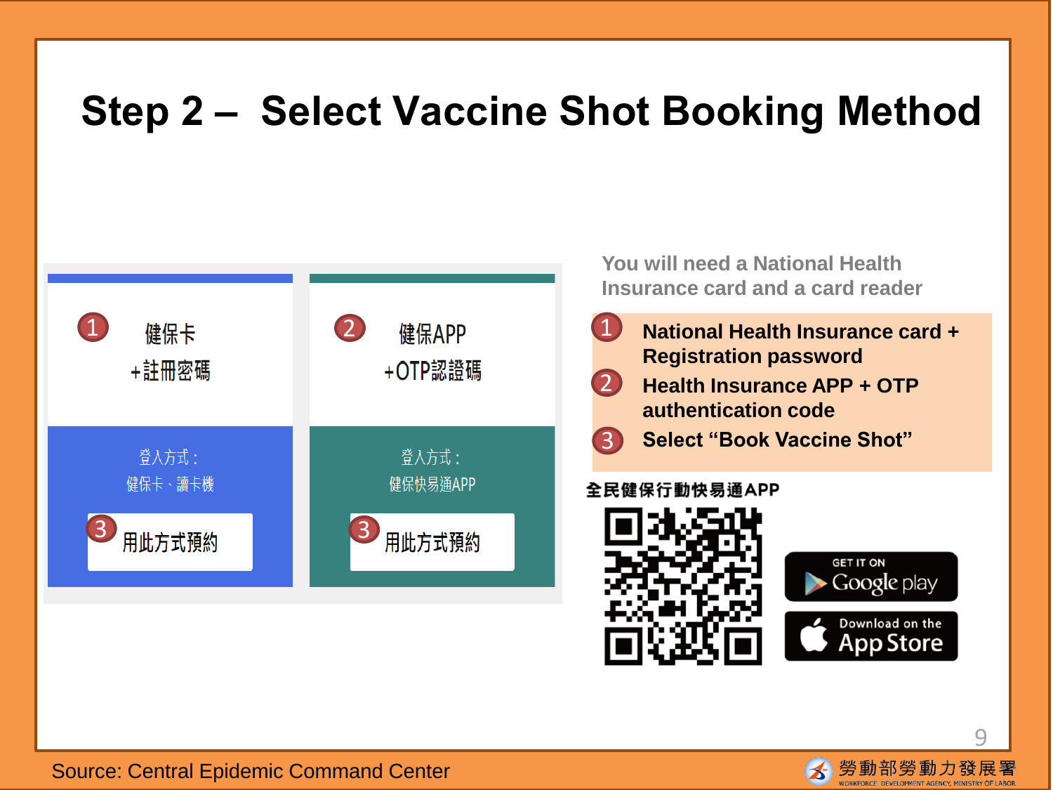# Step 2 – Select Vaccine Shot Booking Method

① 健保卡
+註冊密碼

登入方式：
健保卡、讀卡機

③ 用此方式預約

② 健保APP
+OTP認證碼

登入方式：
健保快易通APP

③ 用此方式預約

You will need a National Health Insurance card and a card reader

1. **National Health Insurance card + Registration password**
2. **Health Insurance APP + OTP authentication code**
3. **Select “Book Vaccine Shot”**

**全民健保行動快易通APP**

GET IT ON Google play

Download on the App Store

Source: Central Epidemic Command Center

勞動部勞動力發展署
WORKFORCE DEVELOPMENT AGENCY, MINISTRY OF LABOR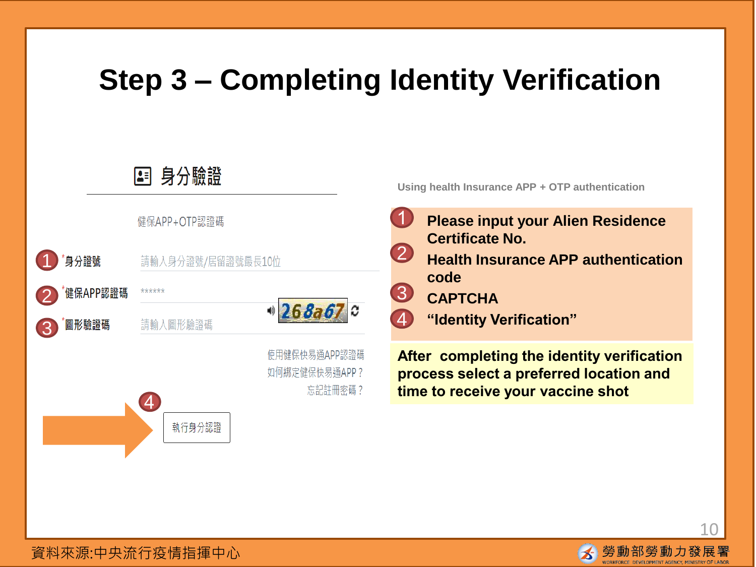# Step 3 – Completing Identity Verification

## 身分驗證

健保APP+OTP認證碼

1 *身分證號 — 請輸入身分證號/居留證號最長10位

2 *健保APP認證碼 — ******

3 *圖形驗證碼 — 請輸入圖形驗證碼 — 268a67

使用健保快易通APP認證碼

如何綁定健保快易通APP？

忘記註冊密碼？

4 執行身分認證

Using health Insurance APP + OTP authentication

1. **Please input your Alien Residence Certificate No.**
2. **Health Insurance APP authentication code**
3. **CAPTCHA**
4. **“Identity Verification”**

**After completing the identity verification process select a preferred location and time to receive your vaccine shot**

資料來源:中央流行疫情指揮中心

勞動部勞動力發展署 WORKFORCE DEVELOPMENT AGENCY, MINISTRY OF LABOR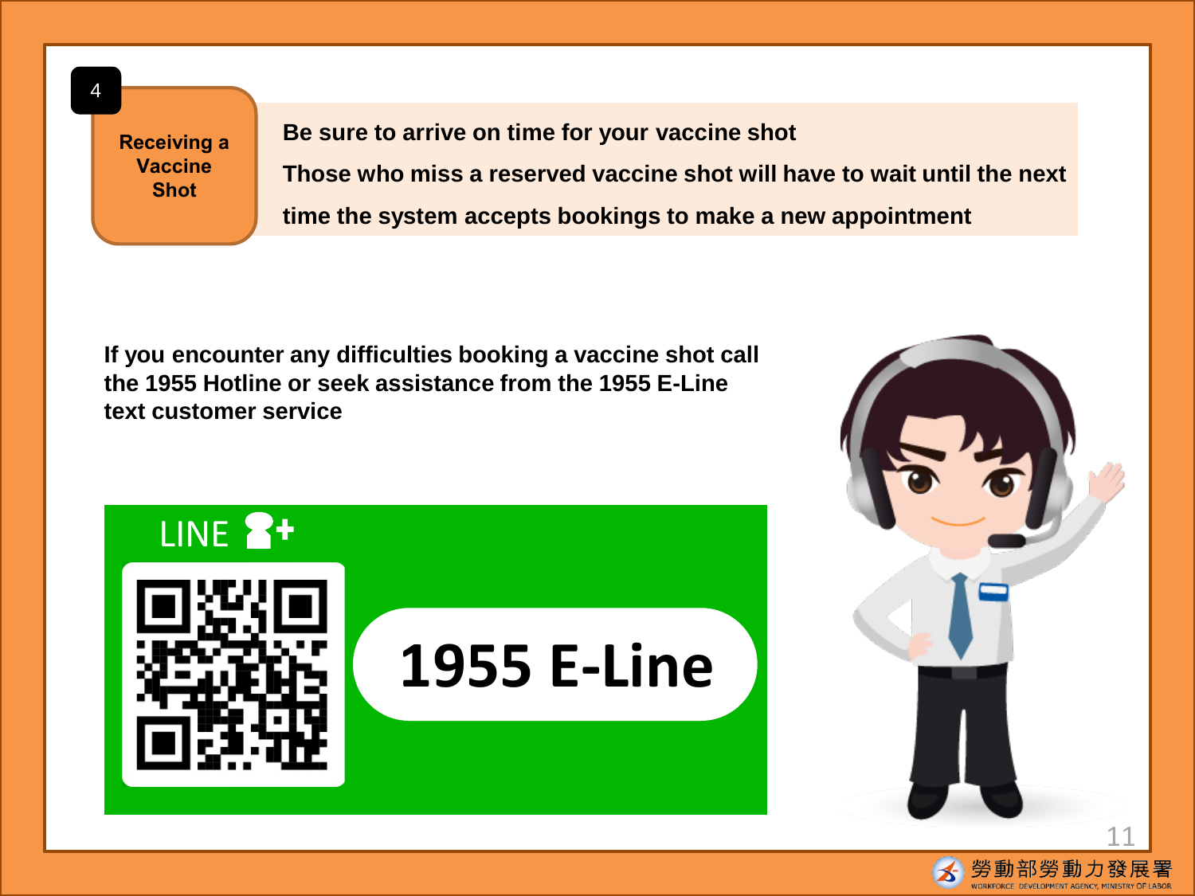4

**Receiving a Vaccine Shot**

**Be sure to arrive on time for your vaccine shot**

**Those who miss a reserved vaccine shot will have to wait until the next time the system accepts bookings to make a new appointment**

**If you encounter any difficulties booking a vaccine shot call the 1955 Hotline or seek assistance from the 1955 E-Line text customer service**

LINE

**1955 E-Line**

勞動部勞動力發展署
WORKFORCE DEVELOPMENT AGENCY, MINISTRY OF LABOR